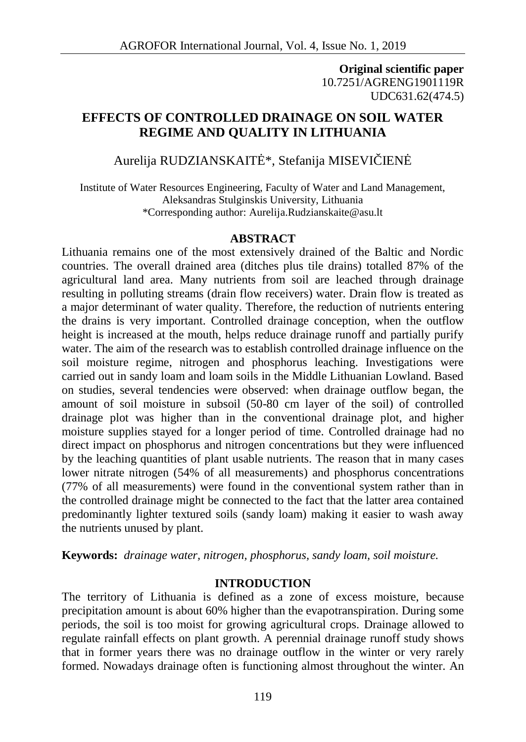**Original scientific paper**
10.7251/AGRENG1901119R
UDC631.62(474.5)

# EFFECTS OF CONTROLLED DRAINAGE ON SOIL WATER REGIME AND QUALITY IN LITHUANIA

Aurelija RUDZIANSKAITĖ*, Stefanija MISEVIČIENĖ

Institute of Water Resources Engineering, Faculty of Water and Land Management, Aleksandras Stulginskis University, Lithuania
*Corresponding author: Aurelija.Rudzianskaite@asu.lt

## ABSTRACT

Lithuania remains one of the most extensively drained of the Baltic and Nordic countries. The overall drained area (ditches plus tile drains) totalled 87% of the agricultural land area. Many nutrients from soil are leached through drainage resulting in polluting streams (drain flow receivers) water. Drain flow is treated as a major determinant of water quality. Therefore, the reduction of nutrients entering the drains is very important. Controlled drainage conception, when the outflow height is increased at the mouth, helps reduce drainage runoff and partially purify water. The aim of the research was to establish controlled drainage influence on the soil moisture regime, nitrogen and phosphorus leaching. Investigations were carried out in sandy loam and loam soils in the Middle Lithuanian Lowland. Based on studies, several tendencies were observed: when drainage outflow began, the amount of soil moisture in subsoil (50-80 cm layer of the soil) of controlled drainage plot was higher than in the conventional drainage plot, and higher moisture supplies stayed for a longer period of time. Controlled drainage had no direct impact on phosphorus and nitrogen concentrations but they were influenced by the leaching quantities of plant usable nutrients. The reason that in many cases lower nitrate nitrogen (54% of all measurements) and phosphorus concentrations (77% of all measurements) were found in the conventional system rather than in the controlled drainage might be connected to the fact that the latter area contained predominantly lighter textured soils (sandy loam) making it easier to wash away the nutrients unused by plant.

**Keywords:** *drainage water, nitrogen, phosphorus, sandy loam, soil moisture.*

## INTRODUCTION

The territory of Lithuania is defined as a zone of excess moisture, because precipitation amount is about 60% higher than the evapotranspiration. During some periods, the soil is too moist for growing agricultural crops. Drainage allowed to regulate rainfall effects on plant growth. A perennial drainage runoff study shows that in former years there was no drainage outflow in the winter or very rarely formed. Nowadays drainage often is functioning almost throughout the winter. An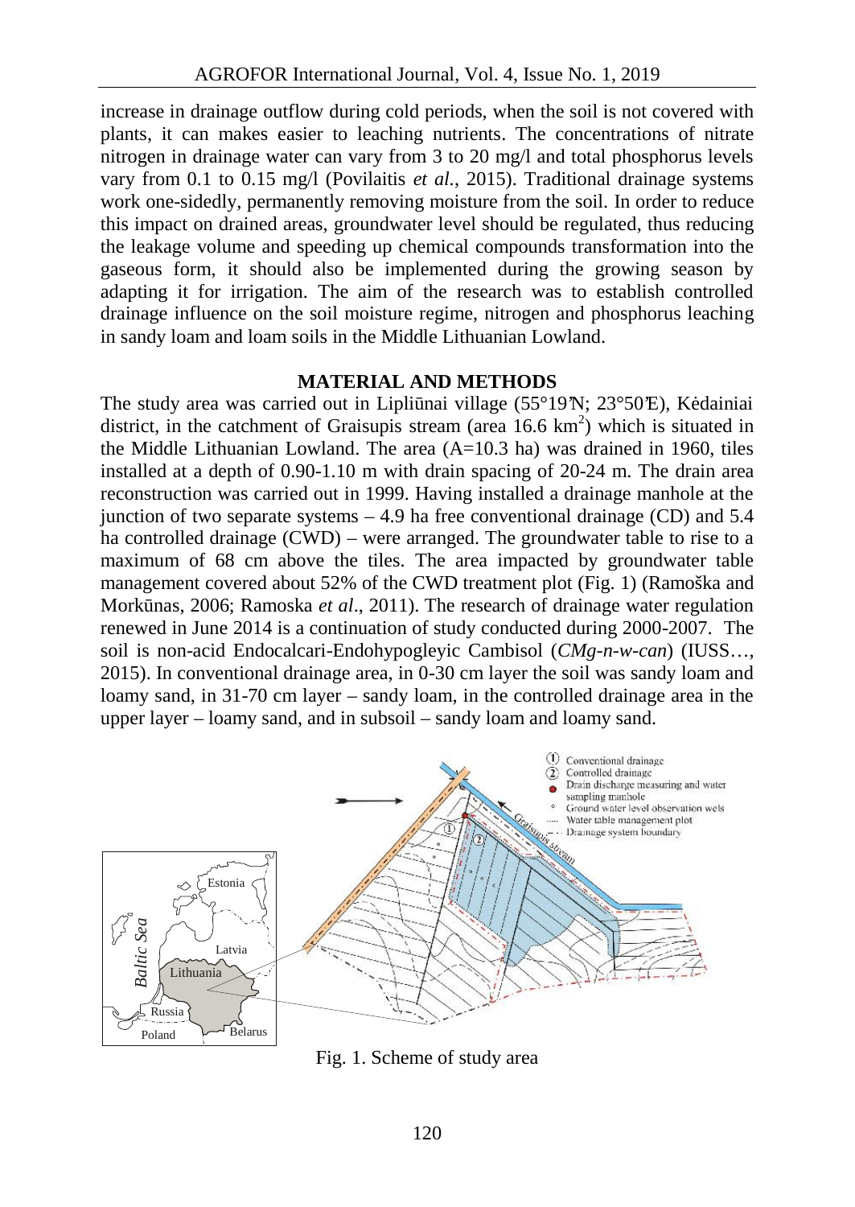increase in drainage outflow during cold periods, when the soil is not covered with plants, it can makes easier to leaching nutrients. The concentrations of nitrate nitrogen in drainage water can vary from 3 to 20 mg/l and total phosphorus levels vary from 0.1 to 0.15 mg/l (Povilaitis *et al.*, 2015). Traditional drainage systems work one-sidedly, permanently removing moisture from the soil. In order to reduce this impact on drained areas, groundwater level should be regulated, thus reducing the leakage volume and speeding up chemical compounds transformation into the gaseous form, it should also be implemented during the growing season by adapting it for irrigation. The aim of the research was to establish controlled drainage influence on the soil moisture regime, nitrogen and phosphorus leaching in sandy loam and loam soils in the Middle Lithuanian Lowland.

## MATERIAL AND METHODS

The study area was carried out in Lipliūnai village (55°19'N; 23°50'E), Kėdainiai district, in the catchment of Graisupis stream (area 16.6 km$^2$) which is situated in the Middle Lithuanian Lowland. The area (A=10.3 ha) was drained in 1960, tiles installed at a depth of 0.90-1.10 m with drain spacing of 20-24 m. The drain area reconstruction was carried out in 1999. Having installed a drainage manhole at the junction of two separate systems – 4.9 ha free conventional drainage (CD) and 5.4 ha controlled drainage (CWD) – were arranged. The groundwater table to rise to a maximum of 68 cm above the tiles. The area impacted by groundwater table management covered about 52% of the CWD treatment plot (Fig. 1) (Ramoška and Morkūnas, 2006; Ramoska *et al*., 2011). The research of drainage water regulation renewed in June 2014 is a continuation of study conducted during 2000-2007. The soil is non-acid Endocalcari-Endohypogleyic Cambisol (*CMg-n-w-can*) (IUSS…, 2015). In conventional drainage area, in 0-30 cm layer the soil was sandy loam and loamy sand, in 31-70 cm layer – sandy loam, in the controlled drainage area in the upper layer – loamy sand, and in subsoil – sandy loam and loamy sand.

Fig. 1. Scheme of study area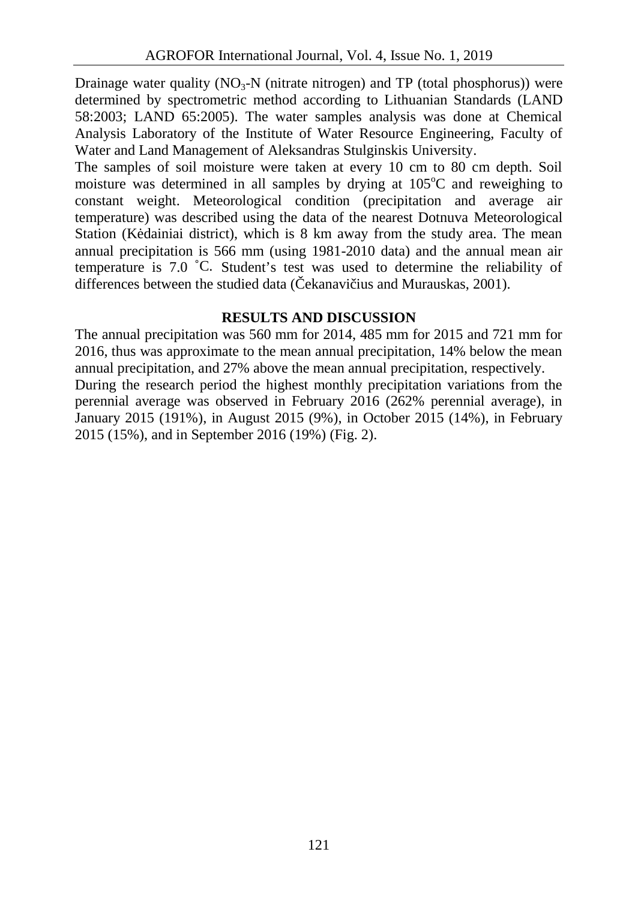Drainage water quality ($NO_3$-N (nitrate nitrogen) and TP (total phosphorus)) were determined by spectrometric method according to Lithuanian Standards (LAND 58:2003; LAND 65:2005). The water samples analysis was done at Chemical Analysis Laboratory of the Institute of Water Resource Engineering, Faculty of Water and Land Management of Aleksandras Stulginskis University.

The samples of soil moisture were taken at every 10 cm to 80 cm depth. Soil moisture was determined in all samples by drying at $105^oC$ and reweighing to constant weight. Meteorological condition (precipitation and average air temperature) was described using the data of the nearest Dotnuva Meteorological Station (Kėdainiai district), which is 8 km away from the study area. The mean annual precipitation is 566 mm (using 1981-2010 data) and the annual mean air temperature is 7.0 °C. Student's test was used to determine the reliability of differences between the studied data (Čekanavičius and Murauskas, 2001).

## RESULTS AND DISCUSSION

The annual precipitation was 560 mm for 2014, 485 mm for 2015 and 721 mm for 2016, thus was approximate to the mean annual precipitation, 14% below the mean annual precipitation, and 27% above the mean annual precipitation, respectively.

During the research period the highest monthly precipitation variations from the perennial average was observed in February 2016 (262% perennial average), in January 2015 (191%), in August 2015 (9%), in October 2015 (14%), in February 2015 (15%), and in September 2016 (19%) (Fig. 2).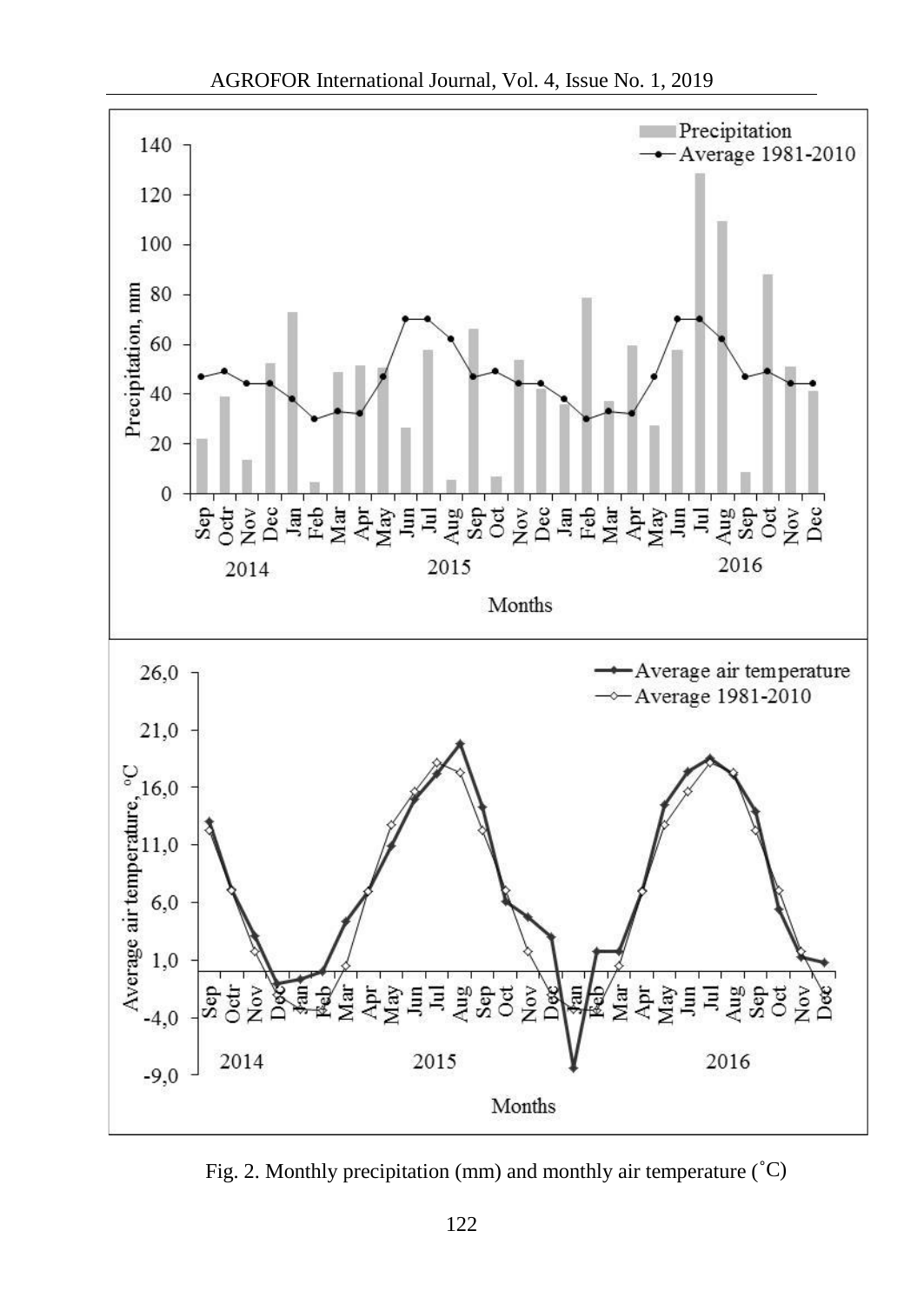Fig. 2. Monthly precipitation (mm) and monthly air temperature (˚C)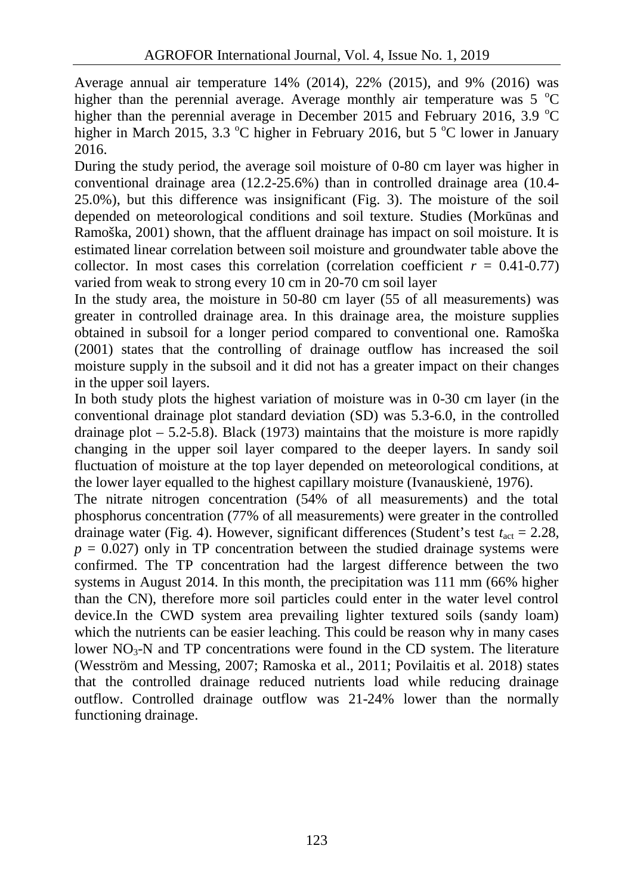Average annual air temperature 14% (2014), 22% (2015), and 9% (2016) was higher than the perennial average. Average monthly air temperature was 5 $^{o}$C higher than the perennial average in December 2015 and February 2016, 3.9 $^{o}$C higher in March 2015, 3.3 $^{o}$C higher in February 2016, but 5 $^{o}$C lower in January 2016.

During the study period, the average soil moisture of 0-80 cm layer was higher in conventional drainage area (12.2-25.6%) than in controlled drainage area (10.4-25.0%), but this difference was insignificant (Fig. 3). The moisture of the soil depended on meteorological conditions and soil texture. Studies (Morkūnas and Ramoška, 2001) shown, that the affluent drainage has impact on soil moisture. It is estimated linear correlation between soil moisture and groundwater table above the collector. In most cases this correlation (correlation coefficient $r$ = 0.41-0.77) varied from weak to strong every 10 cm in 20-70 cm soil layer

In the study area, the moisture in 50-80 cm layer (55 of all measurements) was greater in controlled drainage area. In this drainage area, the moisture supplies obtained in subsoil for a longer period compared to conventional one. Ramoška (2001) states that the controlling of drainage outflow has increased the soil moisture supply in the subsoil and it did not has a greater impact on their changes in the upper soil layers.

In both study plots the highest variation of moisture was in 0-30 cm layer (in the conventional drainage plot standard deviation (SD) was 5.3-6.0, in the controlled drainage plot – 5.2-5.8). Black (1973) maintains that the moisture is more rapidly changing in the upper soil layer compared to the deeper layers. In sandy soil fluctuation of moisture at the top layer depended on meteorological conditions, at the lower layer equalled to the highest capillary moisture (Ivanauskienė, 1976).

The nitrate nitrogen concentration (54% of all measurements) and the total phosphorus concentration (77% of all measurements) were greater in the controlled drainage water (Fig. 4). However, significant differences (Student's test $t_{act}$ = 2.28, $p$ = 0.027) only in TP concentration between the studied drainage systems were confirmed. The TP concentration had the largest difference between the two systems in August 2014. In this month, the precipitation was 111 mm (66% higher than the CN), therefore more soil particles could enter in the water level control device.In the CWD system area prevailing lighter textured soils (sandy loam) which the nutrients can be easier leaching. This could be reason why in many cases lower $NO_3$-N and TP concentrations were found in the CD system. The literature (Wesström and Messing, 2007; Ramoska et al., 2011; Povilaitis et al. 2018) states that the controlled drainage reduced nutrients load while reducing drainage outflow. Controlled drainage outflow was 21-24% lower than the normally functioning drainage.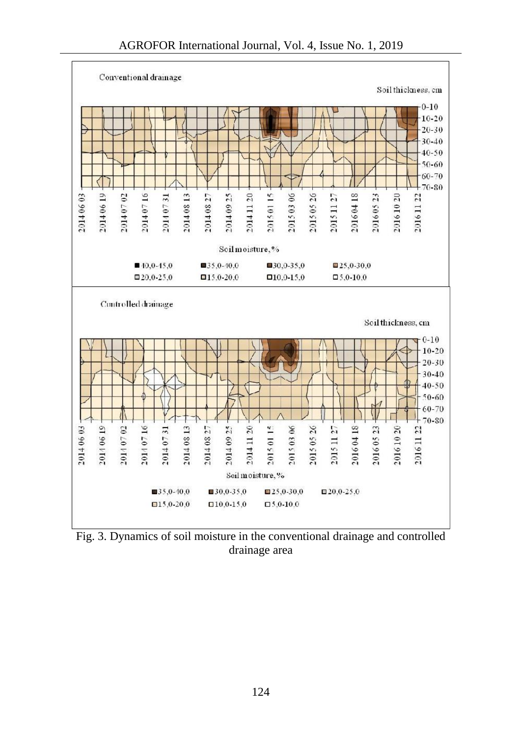Fig. 3. Dynamics of soil moisture in the conventional drainage and controlled drainage area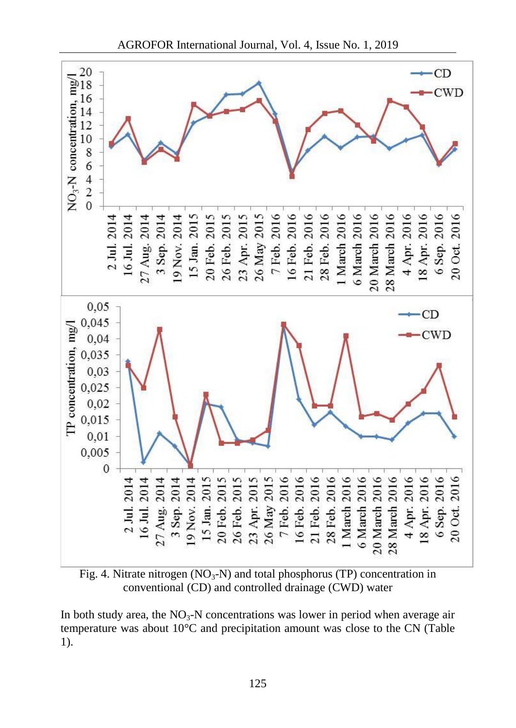Fig. 4. Nitrate nitrogen ($NO_3$-N) and total phosphorus (TP) concentration in conventional (CD) and controlled drainage (CWD) water

In both study area, the $NO_3$-N concentrations was lower in period when average air temperature was about 10°C and precipitation amount was close to the CN (Table 1).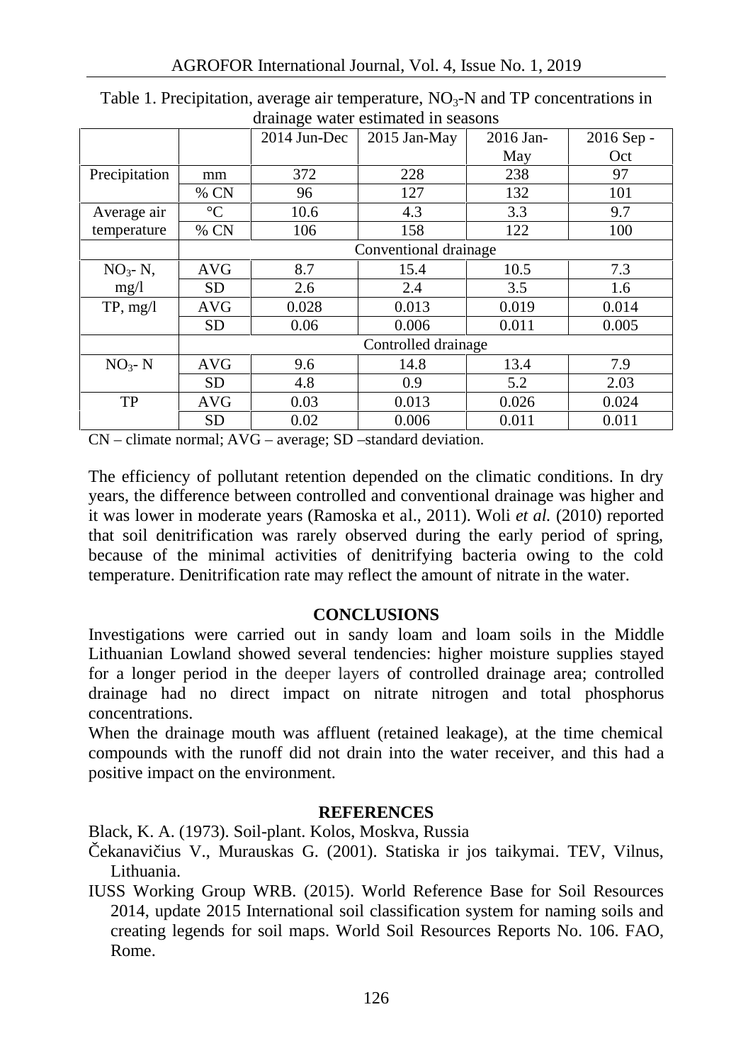Table 1. Precipitation, average air temperature, $NO_3$-N and TP concentrations in drainage water estimated in seasons

| | | 2014 Jun-Dec | 2015 Jan-May | 2016 Jan-May | 2016 Sep - Oct |
|---|---|---|---|---|---|
| Precipitation | mm | 372 | 228 | 238 | 97 |
| | % CN | 96 | 127 | 132 | 101 |
| Average air temperature | °C | 10.6 | 4.3 | 3.3 | 9.7 |
| | % CN | 106 | 158 | 122 | 100 |
| | Conventional drainage | | | | |
| $NO_3$- N, mg/l | AVG | 8.7 | 15.4 | 10.5 | 7.3 |
| | SD | 2.6 | 2.4 | 3.5 | 1.6 |
| TP, mg/l | AVG | 0.028 | 0.013 | 0.019 | 0.014 |
| | SD | 0.06 | 0.006 | 0.011 | 0.005 |
| | Controlled drainage | | | | |
| $NO_3$- N | AVG | 9.6 | 14.8 | 13.4 | 7.9 |
| | SD | 4.8 | 0.9 | 5.2 | 2.03 |
| TP | AVG | 0.03 | 0.013 | 0.026 | 0.024 |
| | SD | 0.02 | 0.006 | 0.011 | 0.011 |

CN – climate normal; AVG – average; SD –standard deviation.

The efficiency of pollutant retention depended on the climatic conditions. In dry years, the difference between controlled and conventional drainage was higher and it was lower in moderate years (Ramoska et al., 2011). Woli *et al.* (2010) reported that soil denitrification was rarely observed during the early period of spring, because of the minimal activities of denitrifying bacteria owing to the cold temperature. Denitrification rate may reflect the amount of nitrate in the water.

## CONCLUSIONS

Investigations were carried out in sandy loam and loam soils in the Middle Lithuanian Lowland showed several tendencies: higher moisture supplies stayed for a longer period in the deeper layers of controlled drainage area; controlled drainage had no direct impact on nitrate nitrogen and total phosphorus concentrations.

When the drainage mouth was affluent (retained leakage), at the time chemical compounds with the runoff did not drain into the water receiver, and this had a positive impact on the environment.

## REFERENCES

Black, K. A. (1973). Soil-plant. Kolos, Moskva, Russia

Čekanavičius V., Murauskas G. (2001). Statiska ir jos taikymai. TEV, Vilnus, Lithuania.

IUSS Working Group WRB. (2015). World Reference Base for Soil Resources 2014, update 2015 International soil classification system for naming soils and creating legends for soil maps. World Soil Resources Reports No. 106. FAO, Rome.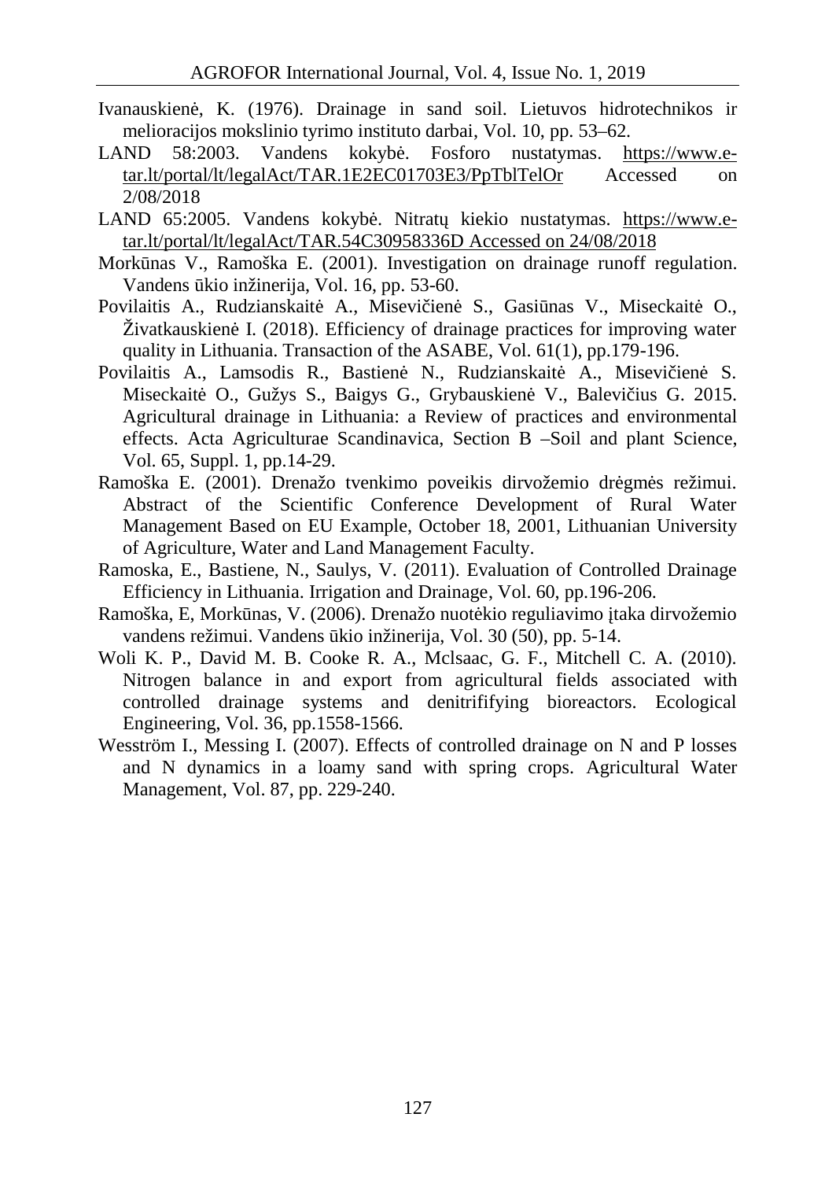Ivanauskienė, K. (1976). Drainage in sand soil. Lietuvos hidrotechnikos ir melioracijos mokslinio tyrimo instituto darbai, Vol. 10, pp. 53–62.

LAND 58:2003. Vandens kokybė. Fosforo nustatymas. https://www.e-tar.lt/portal/lt/legalAct/TAR.1E2EC01703E3/PpTblTelOr Accessed on 2/08/2018

LAND 65:2005. Vandens kokybė. Nitratų kiekio nustatymas. https://www.e-tar.lt/portal/lt/legalAct/TAR.54C30958336D Accessed on 24/08/2018

Morkūnas V., Ramoška E. (2001). Investigation on drainage runoff regulation. Vandens ūkio inžinerija, Vol. 16, pp. 53-60.

Povilaitis A., Rudzianskaitė A., Misevičienė S., Gasiūnas V., Miseckaitė O., Živatkauskienė I. (2018). Efficiency of drainage practices for improving water quality in Lithuania. Transaction of the ASABE, Vol. 61(1), pp.179-196.

Povilaitis A., Lamsodis R., Bastienė N., Rudzianskaitė A., Misevičienė S. Miseckaitė O., Gužys S., Baigys G., Grybauskienė V., Balevičius G. 2015. Agricultural drainage in Lithuania: a Review of practices and environmental effects. Acta Agriculturae Scandinavica, Section B –Soil and plant Science, Vol. 65, Suppl. 1, pp.14-29.

Ramoška E. (2001). Drenažo tvenkimo poveikis dirvožemio drėgmės režimui. Abstract of the Scientific Conference Development of Rural Water Management Based on EU Example, October 18, 2001, Lithuanian University of Agriculture, Water and Land Management Faculty.

Ramoska, E., Bastiene, N., Saulys, V. (2011). Evaluation of Controlled Drainage Efficiency in Lithuania. Irrigation and Drainage, Vol. 60, pp.196-206.

Ramoška, E, Morkūnas, V. (2006). Drenažo nuotėkio reguliavimo įtaka dirvožemio vandens režimui. Vandens ūkio inžinerija, Vol. 30 (50), pp. 5-14.

Woli K. P., David M. B. Cooke R. A., Mclsaac, G. F., Mitchell C. A. (2010). Nitrogen balance in and export from agricultural fields associated with controlled drainage systems and denitrififying bioreactors. Ecological Engineering, Vol. 36, pp.1558-1566.

Wesström I., Messing I. (2007). Effects of controlled drainage on N and P losses and N dynamics in a loamy sand with spring crops. Agricultural Water Management, Vol. 87, pp. 229-240.